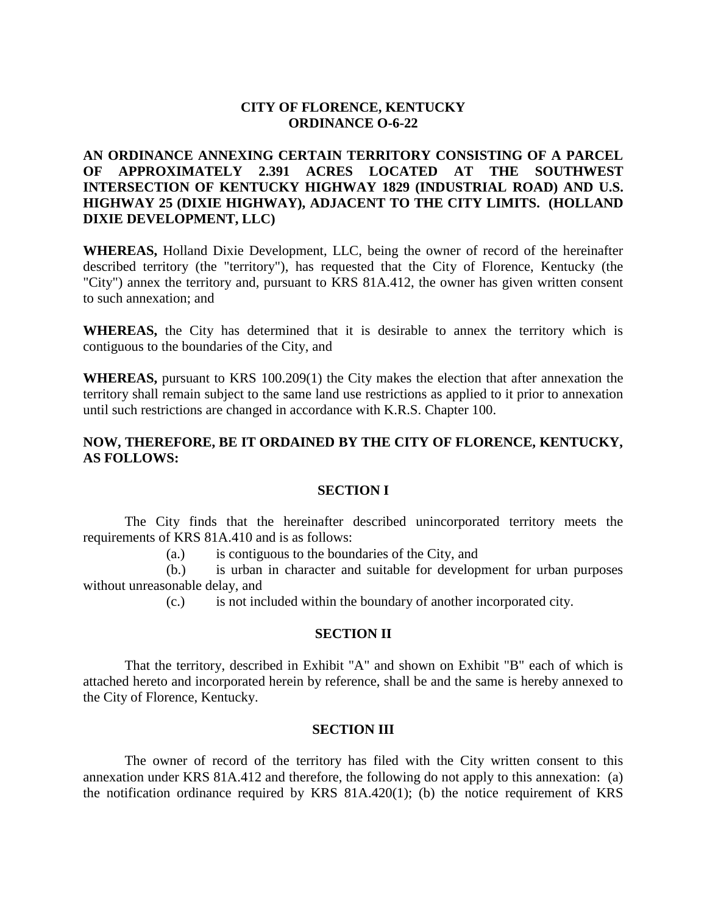**CITY OF FLORENCE, KENTUCKY**
**ORDINANCE O-6-22**

**AN ORDINANCE ANNEXING CERTAIN TERRITORY CONSISTING OF A PARCEL OF APPROXIMATELY 2.391 ACRES LOCATED AT THE SOUTHWEST INTERSECTION OF KENTUCKY HIGHWAY 1829 (INDUSTRIAL ROAD) AND U.S. HIGHWAY 25 (DIXIE HIGHWAY), ADJACENT TO THE CITY LIMITS. (HOLLAND DIXIE DEVELOPMENT, LLC)**

**WHEREAS,** Holland Dixie Development, LLC, being the owner of record of the hereinafter described territory (the "territory"), has requested that the City of Florence, Kentucky (the "City") annex the territory and, pursuant to KRS 81A.412, the owner has given written consent to such annexation; and

**WHEREAS,** the City has determined that it is desirable to annex the territory which is contiguous to the boundaries of the City, and

**WHEREAS,** pursuant to KRS 100.209(1) the City makes the election that after annexation the territory shall remain subject to the same land use restrictions as applied to it prior to annexation until such restrictions are changed in accordance with K.R.S. Chapter 100.

**NOW, THEREFORE, BE IT ORDAINED BY THE CITY OF FLORENCE, KENTUCKY, AS FOLLOWS:**

**SECTION I**

The City finds that the hereinafter described unincorporated territory meets the requirements of KRS 81A.410 and is as follows:

(a.) is contiguous to the boundaries of the City, and

(b.) is urban in character and suitable for development for urban purposes without unreasonable delay, and

(c.) is not included within the boundary of another incorporated city.

**SECTION II**

That the territory, described in Exhibit "A" and shown on Exhibit "B" each of which is attached hereto and incorporated herein by reference, shall be and the same is hereby annexed to the City of Florence, Kentucky.

**SECTION III**

The owner of record of the territory has filed with the City written consent to this annexation under KRS 81A.412 and therefore, the following do not apply to this annexation: (a) the notification ordinance required by KRS 81A.420(1); (b) the notice requirement of KRS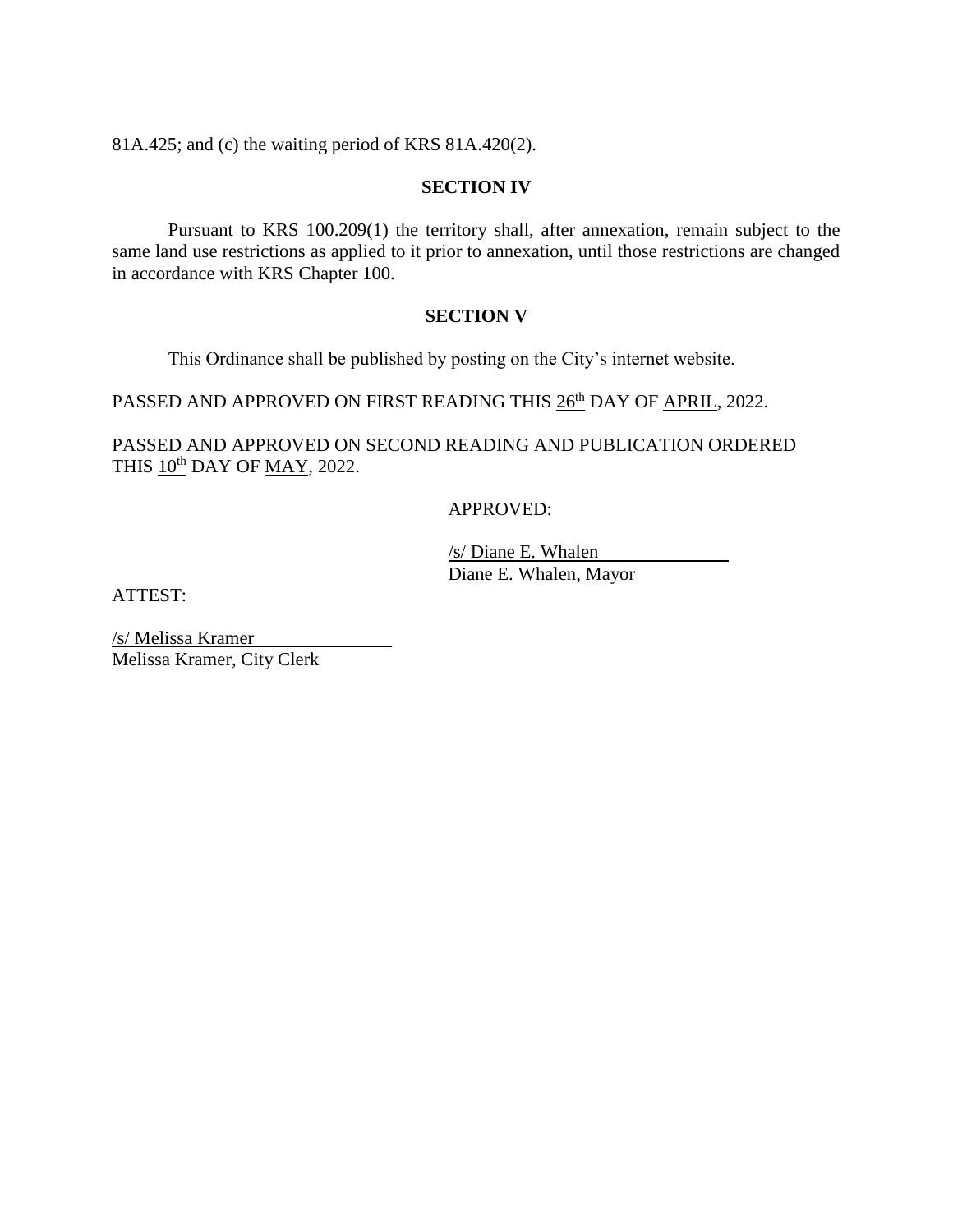81A.425; and (c) the waiting period of KRS 81A.420(2).

## SECTION IV

Pursuant to KRS 100.209(1) the territory shall, after annexation, remain subject to the same land use restrictions as applied to it prior to annexation, until those restrictions are changed in accordance with KRS Chapter 100.

## SECTION V

This Ordinance shall be published by posting on the City's internet website.

PASSED AND APPROVED ON FIRST READING THIS 26th DAY OF APRIL, 2022.

PASSED AND APPROVED ON SECOND READING AND PUBLICATION ORDERED THIS 10th DAY OF MAY, 2022.

APPROVED:

/s/ Diane E. Whalen
Diane E. Whalen, Mayor

ATTEST:

/s/ Melissa Kramer
Melissa Kramer, City Clerk